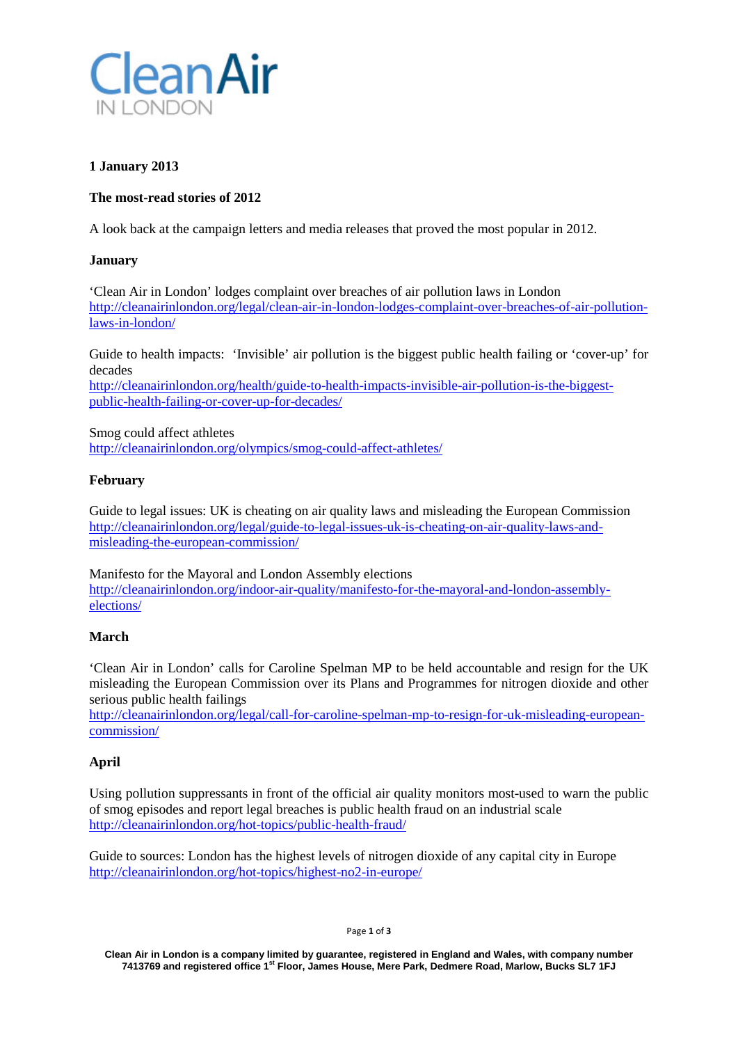Clean Air IN LONDON

**1 January 2013**

**The most-read stories of 2012**

A look back at the campaign letters and media releases that proved the most popular in 2012.

**January**

'Clean Air in London' lodges complaint over breaches of air pollution laws in London
http://cleanairinlondon.org/legal/clean-air-in-london-lodges-complaint-over-breaches-of-air-pollution-laws-in-london/

Guide to health impacts: 'Invisible' air pollution is the biggest public health failing or 'cover-up' for decades
http://cleanairinlondon.org/health/guide-to-health-impacts-invisible-air-pollution-is-the-biggest-public-health-failing-or-cover-up-for-decades/

Smog could affect athletes
http://cleanairinlondon.org/olympics/smog-could-affect-athletes/

**February**

Guide to legal issues: UK is cheating on air quality laws and misleading the European Commission
http://cleanairinlondon.org/legal/guide-to-legal-issues-uk-is-cheating-on-air-quality-laws-and-misleading-the-european-commission/

Manifesto for the Mayoral and London Assembly elections
http://cleanairinlondon.org/indoor-air-quality/manifesto-for-the-mayoral-and-london-assembly-elections/

**March**

'Clean Air in London' calls for Caroline Spelman MP to be held accountable and resign for the UK misleading the European Commission over its Plans and Programmes for nitrogen dioxide and other serious public health failings
http://cleanairinlondon.org/legal/call-for-caroline-spelman-mp-to-resign-for-uk-misleading-european-commission/

**April**

Using pollution suppressants in front of the official air quality monitors most-used to warn the public of smog episodes and report legal breaches is public health fraud on an industrial scale
http://cleanairinlondon.org/hot-topics/public-health-fraud/

Guide to sources: London has the highest levels of nitrogen dioxide of any capital city in Europe
http://cleanairinlondon.org/hot-topics/highest-no2-in-europe/

**Clean Air in London is a company limited by guarantee, registered in England and Wales, with company number 7413769 and registered office 1st Floor, James House, Mere Park, Dedmere Road, Marlow, Bucks SL7 1FJ**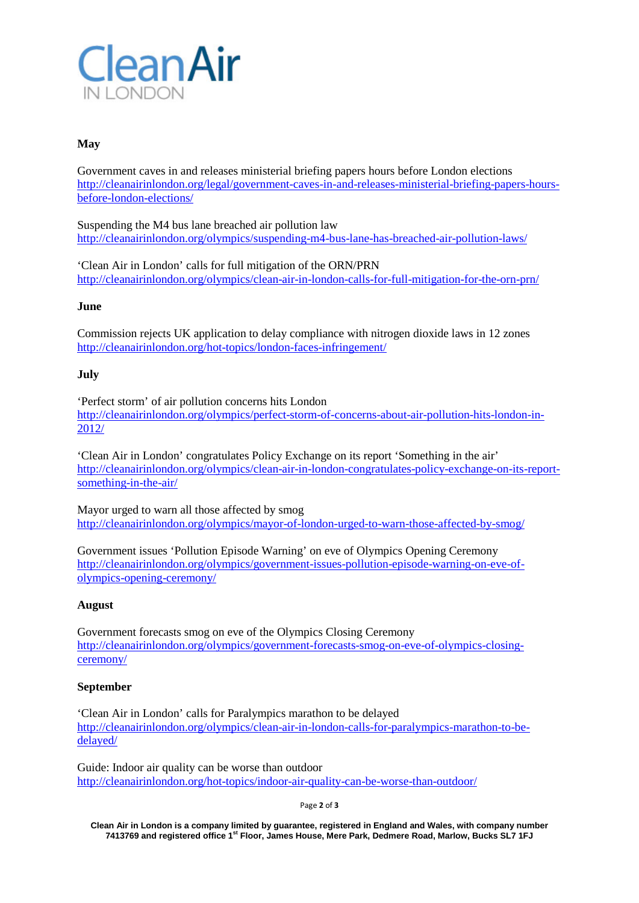**May**

Government caves in and releases ministerial briefing papers hours before London elections
http://cleanairinlondon.org/legal/government-caves-in-and-releases-ministerial-briefing-papers-hours-before-london-elections/

Suspending the M4 bus lane breached air pollution law
http://cleanairinlondon.org/olympics/suspending-m4-bus-lane-has-breached-air-pollution-laws/

'Clean Air in London' calls for full mitigation of the ORN/PRN
http://cleanairinlondon.org/olympics/clean-air-in-london-calls-for-full-mitigation-for-the-orn-prn/

**June**

Commission rejects UK application to delay compliance with nitrogen dioxide laws in 12 zones
http://cleanairinlondon.org/hot-topics/london-faces-infringement/

**July**

'Perfect storm' of air pollution concerns hits London
http://cleanairinlondon.org/olympics/perfect-storm-of-concerns-about-air-pollution-hits-london-in-2012/

'Clean Air in London' congratulates Policy Exchange on its report 'Something in the air'
http://cleanairinlondon.org/olympics/clean-air-in-london-congratulates-policy-exchange-on-its-report-something-in-the-air/

Mayor urged to warn all those affected by smog
http://cleanairinlondon.org/olympics/mayor-of-london-urged-to-warn-those-affected-by-smog/

Government issues 'Pollution Episode Warning' on eve of Olympics Opening Ceremony
http://cleanairinlondon.org/olympics/government-issues-pollution-episode-warning-on-eve-of-olympics-opening-ceremony/

**August**

Government forecasts smog on eve of the Olympics Closing Ceremony
http://cleanairinlondon.org/olympics/government-forecasts-smog-on-eve-of-olympics-closing-ceremony/

**September**

'Clean Air in London' calls for Paralympics marathon to be delayed
http://cleanairinlondon.org/olympics/clean-air-in-london-calls-for-paralympics-marathon-to-be-delayed/

Guide: Indoor air quality can be worse than outdoor
http://cleanairinlondon.org/hot-topics/indoor-air-quality-can-be-worse-than-outdoor/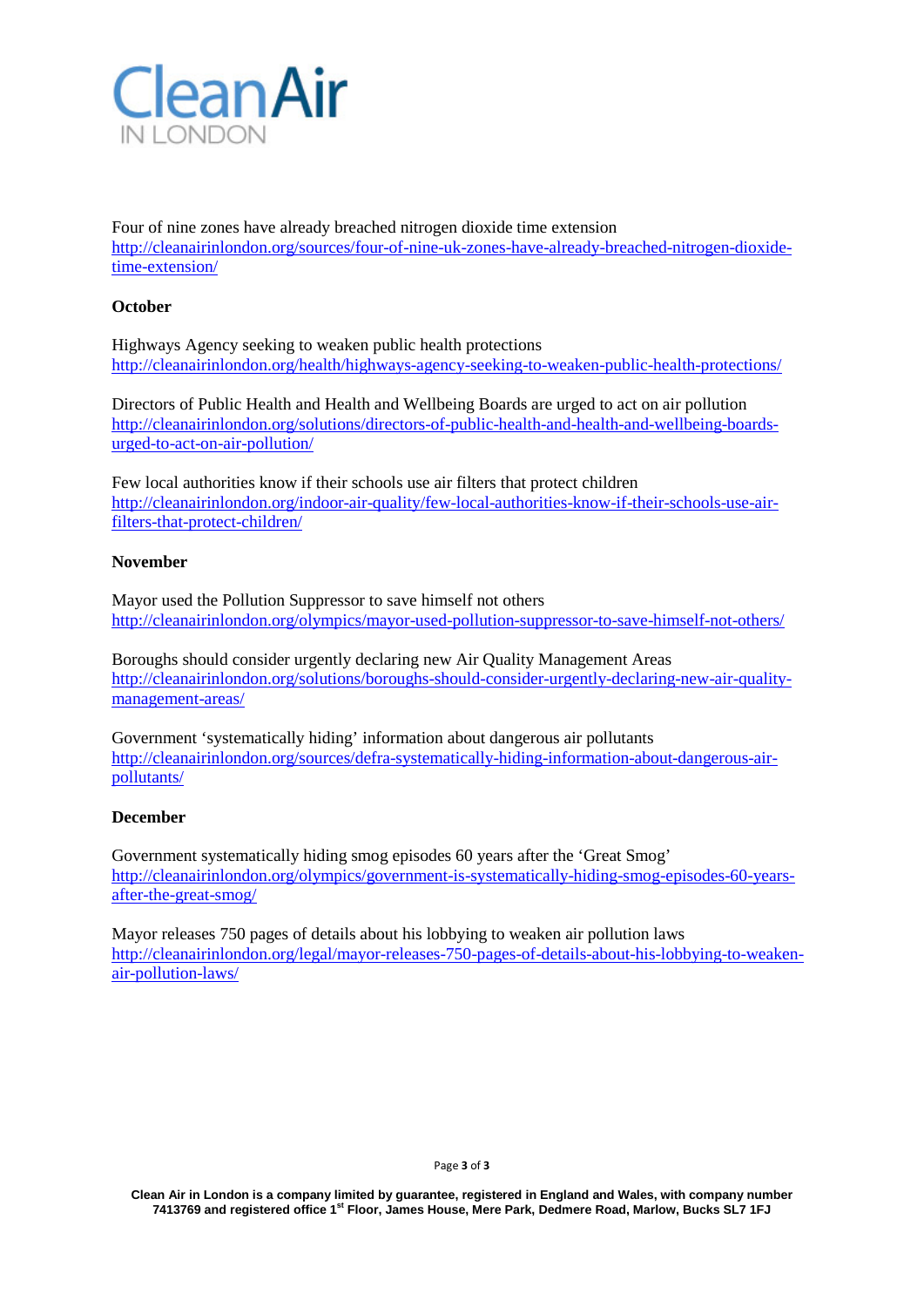Four of nine zones have already breached nitrogen dioxide time extension
http://cleanairinlondon.org/sources/four-of-nine-uk-zones-have-already-breached-nitrogen-dioxide-time-extension/

**October**

Highways Agency seeking to weaken public health protections
http://cleanairinlondon.org/health/highways-agency-seeking-to-weaken-public-health-protections/

Directors of Public Health and Health and Wellbeing Boards are urged to act on air pollution
http://cleanairinlondon.org/solutions/directors-of-public-health-and-health-and-wellbeing-boards-urged-to-act-on-air-pollution/

Few local authorities know if their schools use air filters that protect children
http://cleanairinlondon.org/indoor-air-quality/few-local-authorities-know-if-their-schools-use-air-filters-that-protect-children/

**November**

Mayor used the Pollution Suppressor to save himself not others
http://cleanairinlondon.org/olympics/mayor-used-pollution-suppressor-to-save-himself-not-others/

Boroughs should consider urgently declaring new Air Quality Management Areas
http://cleanairinlondon.org/solutions/boroughs-should-consider-urgently-declaring-new-air-quality-management-areas/

Government 'systematically hiding' information about dangerous air pollutants
http://cleanairinlondon.org/sources/defra-systematically-hiding-information-about-dangerous-air-pollutants/

**December**

Government systematically hiding smog episodes 60 years after the 'Great Smog'
http://cleanairinlondon.org/olympics/government-is-systematically-hiding-smog-episodes-60-years-after-the-great-smog/

Mayor releases 750 pages of details about his lobbying to weaken air pollution laws
http://cleanairinlondon.org/legal/mayor-releases-750-pages-of-details-about-his-lobbying-to-weaken-air-pollution-laws/

**Clean Air in London is a company limited by guarantee, registered in England and Wales, with company number 7413769 and registered office 1st Floor, James House, Mere Park, Dedmere Road, Marlow, Bucks SL7 1FJ**